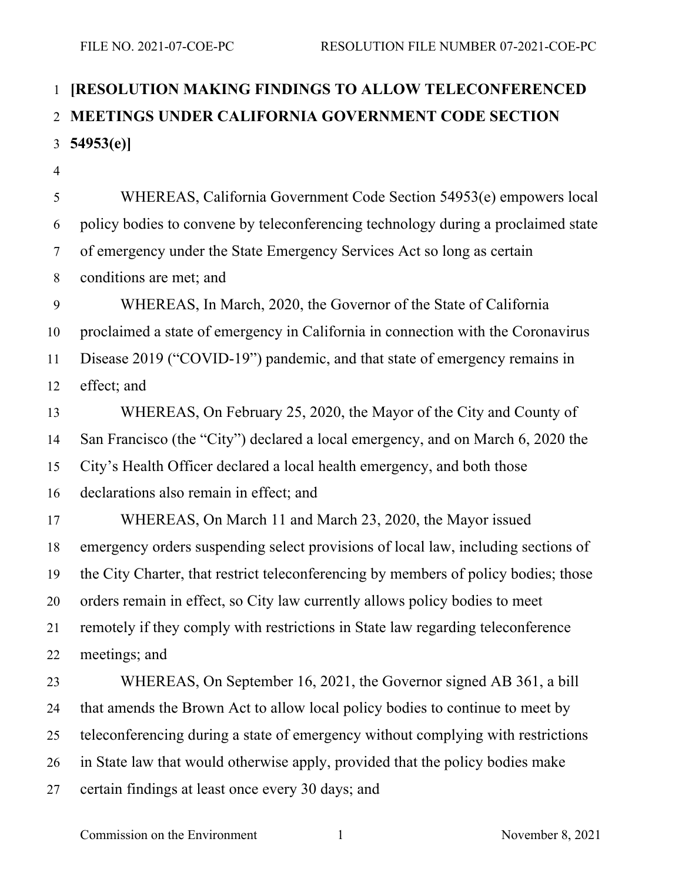FILE NO. 2021-07-COE-PC RESOLUTION FILE NUMBER 07-2021-COE-PC

**[RESOLUTION MAKING FINDINGS TO ALLOW TELECONFERENCED MEETINGS UNDER CALIFORNIA GOVERNMENT CODE SECTION 54953(e)]**

WHEREAS, California Government Code Section 54953(e) empowers local policy bodies to convene by teleconferencing technology during a proclaimed state of emergency under the State Emergency Services Act so long as certain conditions are met; and

WHEREAS, In March, 2020, the Governor of the State of California proclaimed a state of emergency in California in connection with the Coronavirus Disease 2019 ("COVID-19") pandemic, and that state of emergency remains in effect; and

WHEREAS, On February 25, 2020, the Mayor of the City and County of San Francisco (the "City") declared a local emergency, and on March 6, 2020 the City's Health Officer declared a local health emergency, and both those declarations also remain in effect; and

WHEREAS, On March 11 and March 23, 2020, the Mayor issued emergency orders suspending select provisions of local law, including sections of the City Charter, that restrict teleconferencing by members of policy bodies; those orders remain in effect, so City law currently allows policy bodies to meet remotely if they comply with restrictions in State law regarding teleconference meetings; and

WHEREAS, On September 16, 2021, the Governor signed AB 361, a bill that amends the Brown Act to allow local policy bodies to continue to meet by teleconferencing during a state of emergency without complying with restrictions in State law that would otherwise apply, provided that the policy bodies make certain findings at least once every 30 days; and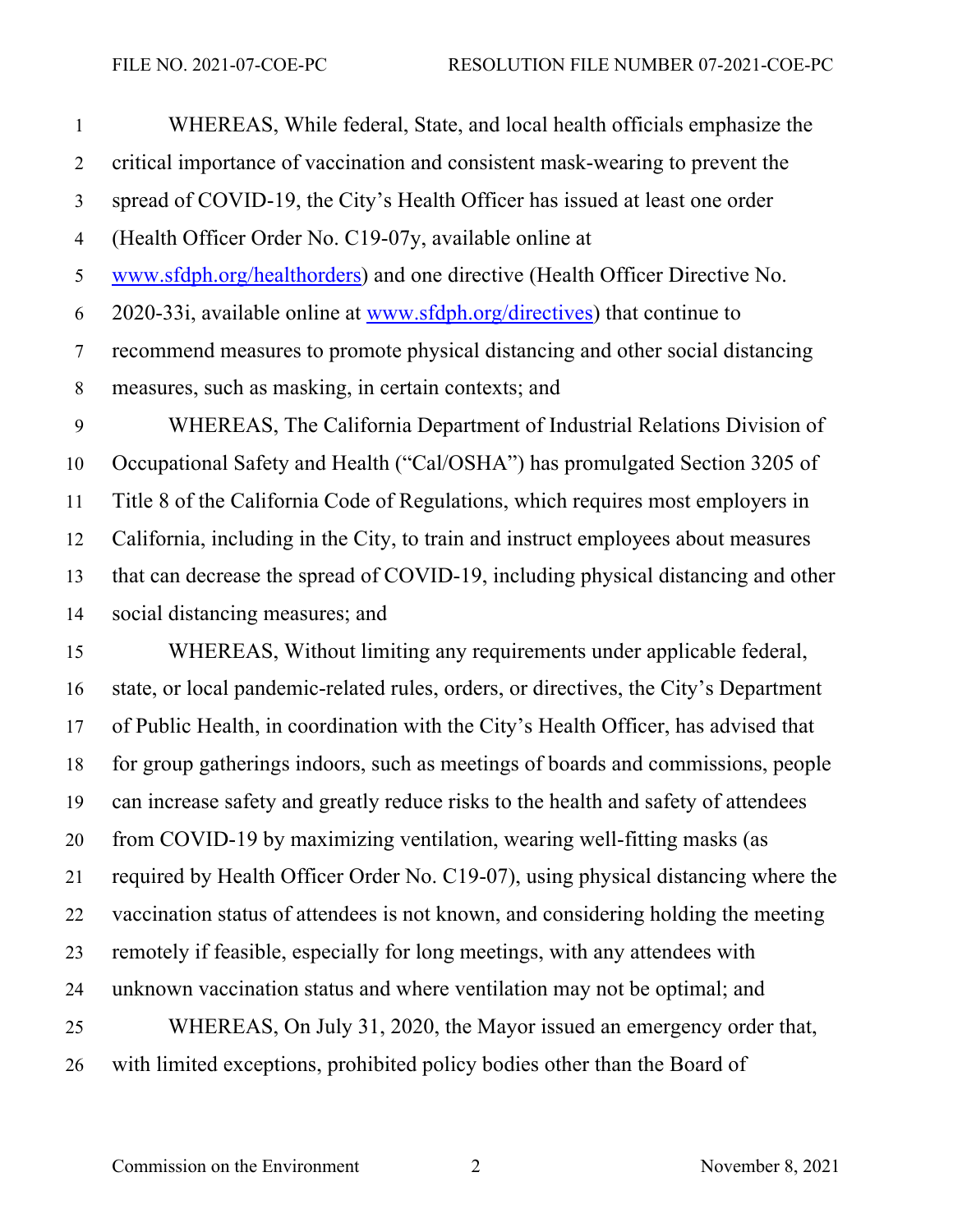WHEREAS, While federal, State, and local health officials emphasize the critical importance of vaccination and consistent mask-wearing to prevent the spread of COVID-19, the City's Health Officer has issued at least one order (Health Officer Order No. C19-07y, available online at www.sfdph.org/healthorders) and one directive (Health Officer Directive No. 2020-33i, available online at www.sfdph.org/directives) that continue to recommend measures to promote physical distancing and other social distancing measures, such as masking, in certain contexts; and

WHEREAS, The California Department of Industrial Relations Division of Occupational Safety and Health ("Cal/OSHA") has promulgated Section 3205 of Title 8 of the California Code of Regulations, which requires most employers in California, including in the City, to train and instruct employees about measures that can decrease the spread of COVID-19, including physical distancing and other social distancing measures; and

WHEREAS, Without limiting any requirements under applicable federal, state, or local pandemic-related rules, orders, or directives, the City's Department of Public Health, in coordination with the City's Health Officer, has advised that for group gatherings indoors, such as meetings of boards and commissions, people can increase safety and greatly reduce risks to the health and safety of attendees from COVID-19 by maximizing ventilation, wearing well-fitting masks (as required by Health Officer Order No. C19-07), using physical distancing where the vaccination status of attendees is not known, and considering holding the meeting remotely if feasible, especially for long meetings, with any attendees with unknown vaccination status and where ventilation may not be optimal; and

WHEREAS, On July 31, 2020, the Mayor issued an emergency order that, with limited exceptions, prohibited policy bodies other than the Board of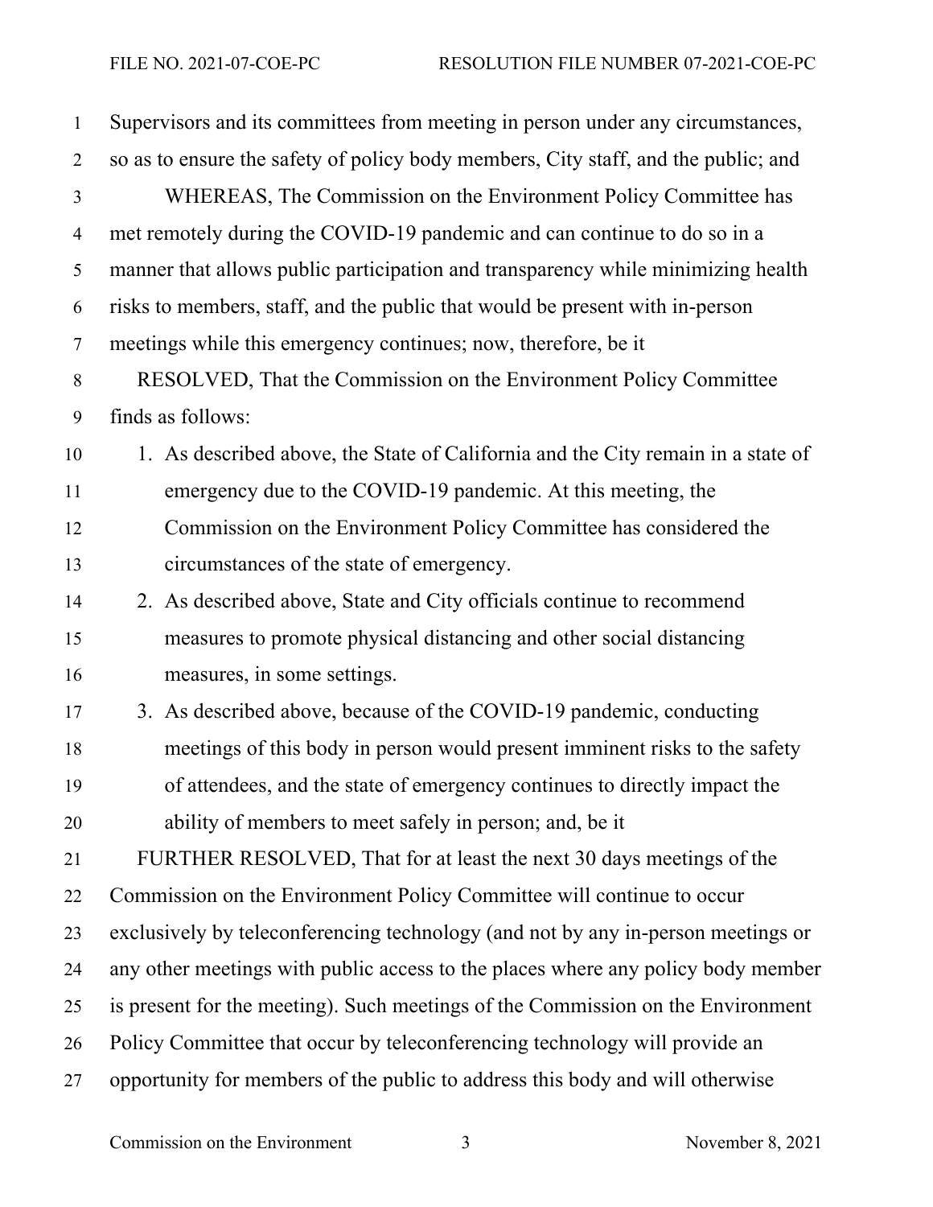Supervisors and its committees from meeting in person under any circumstances, so as to ensure the safety of policy body members, City staff, and the public; and

WHEREAS, The Commission on the Environment Policy Committee has met remotely during the COVID-19 pandemic and can continue to do so in a manner that allows public participation and transparency while minimizing health risks to members, staff, and the public that would be present with in-person meetings while this emergency continues; now, therefore, be it

RESOLVED, That the Commission on the Environment Policy Committee finds as follows:

1. As described above, the State of California and the City remain in a state of emergency due to the COVID-19 pandemic. At this meeting, the Commission on the Environment Policy Committee has considered the circumstances of the state of emergency.
2. As described above, State and City officials continue to recommend measures to promote physical distancing and other social distancing measures, in some settings.
3. As described above, because of the COVID-19 pandemic, conducting meetings of this body in person would present imminent risks to the safety of attendees, and the state of emergency continues to directly impact the ability of members to meet safely in person; and, be it

FURTHER RESOLVED, That for at least the next 30 days meetings of the Commission on the Environment Policy Committee will continue to occur exclusively by teleconferencing technology (and not by any in-person meetings or any other meetings with public access to the places where any policy body member is present for the meeting). Such meetings of the Commission on the Environment Policy Committee that occur by teleconferencing technology will provide an opportunity for members of the public to address this body and will otherwise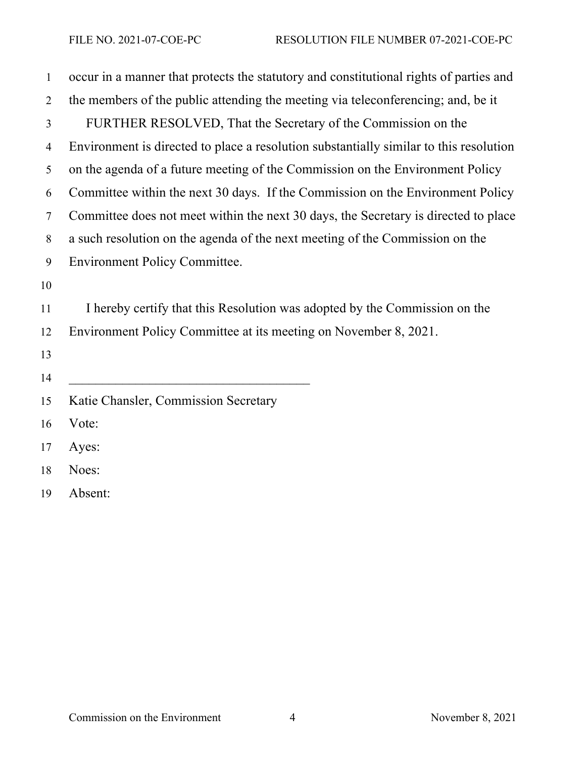occur in a manner that protects the statutory and constitutional rights of parties and the members of the public attending the meeting via teleconferencing; and, be it

FURTHER RESOLVED, That the Secretary of the Commission on the Environment is directed to place a resolution substantially similar to this resolution on the agenda of a future meeting of the Commission on the Environment Policy Committee within the next 30 days. If the Commission on the Environment Policy Committee does not meet within the next 30 days, the Secretary is directed to place a such resolution on the agenda of the next meeting of the Commission on the Environment Policy Committee.

I hereby certify that this Resolution was adopted by the Commission on the Environment Policy Committee at its meeting on November 8, 2021.

_____________________________________

Katie Chansler, Commission Secretary

Vote:

Ayes:

Noes:

Absent: